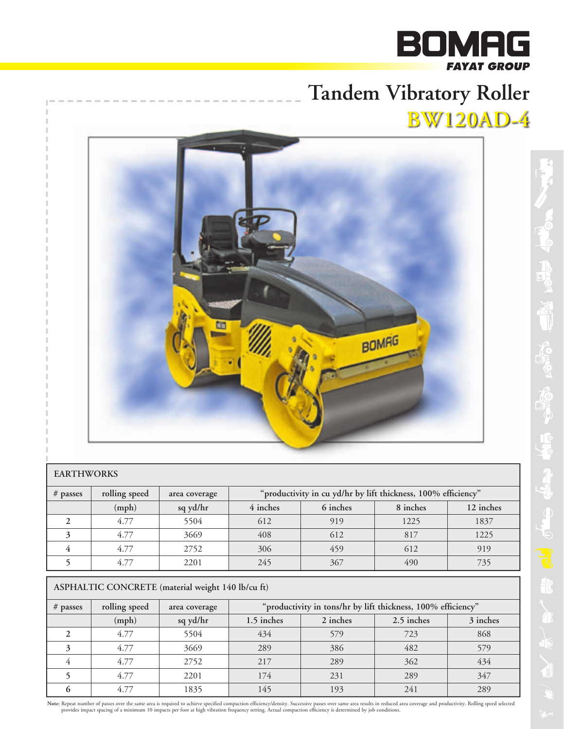BOMAG
*FAYAT GROUP*

# Tandem Vibratory Roller

## BW120AD-4

| EARTHWORKS | | | | | | |
|---|---|---|---|---|---|---|
| # passes | rolling speed | area coverage | "productivity in cu yd/hr by lift thickness, 100% efficiency" | | | |
| | (mph) | sq yd/hr | 4 inches | 6 inches | 8 inches | 12 inches |
| 2 | 4.77 | 5504 | 612 | 919 | 1225 | 1837 |
| 3 | 4.77 | 3669 | 408 | 612 | 817 | 1225 |
| 4 | 4.77 | 2752 | 306 | 459 | 612 | 919 |
| 5 | 4.77 | 2201 | 245 | 367 | 490 | 735 |

| ASPHALTIC CONCRETE (material weight 140 lb/cu ft) | | | | | | |
|---|---|---|---|---|---|---|
| # passes | rolling speed | area coverage | "productivity in tons/hr by lift thickness, 100% efficiency" | | | |
| | (mph) | sq yd/hr | 1.5 inches | 2 inches | 2.5 inches | 3 inches |
| 2 | 4.77 | 5504 | 434 | 579 | 723 | 868 |
| 3 | 4.77 | 3669 | 289 | 386 | 482 | 579 |
| 4 | 4.77 | 2752 | 217 | 289 | 362 | 434 |
| 5 | 4.77 | 2201 | 174 | 231 | 289 | 347 |
| 6 | 4.77 | 1835 | 145 | 193 | 241 | 289 |

**Note:** Repeat number of passes over the same area is required to achieve specified compaction efficiency/density. Successive passes over same area results in reduced area coverage and productivity. Rolling speed selected provides impact spacing of a minimum 10 impacts per foot at high vibration frequency setting. Actual compaction efficiency is determined by job conditions.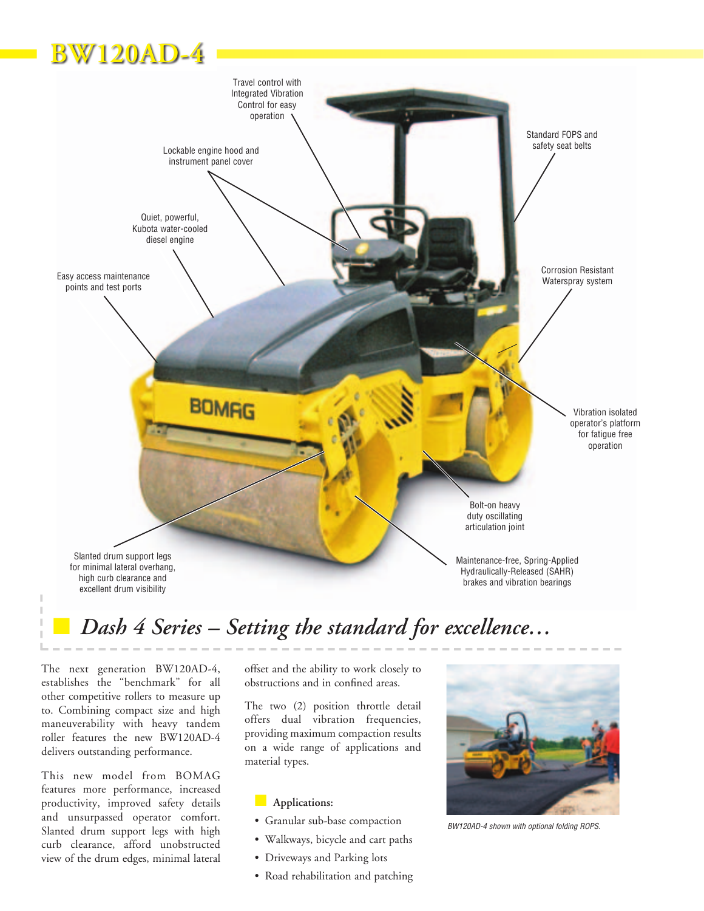# BW120AD-4

Travel control with Integrated Vibration Control for easy operation

Standard FOPS and safety seat belts

Lockable engine hood and instrument panel cover

Quiet, powerful, Kubota water-cooled diesel engine

Easy access maintenance points and test ports

Corrosion Resistant Waterspray system

Vibration isolated operator's platform for fatigue free operation

Bolt-on heavy duty oscillating articulation joint

Slanted drum support legs for minimal lateral overhang, high curb clearance and excellent drum visibility

Maintenance-free, Spring-Applied Hydraulically-Released (SAHR) brakes and vibration bearings

## *Dash 4 Series – Setting the standard for excellence…*

The next generation BW120AD-4, establishes the "benchmark" for all other competitive rollers to measure up to. Combining compact size and high maneuverability with heavy tandem roller features the new BW120AD-4 delivers outstanding performance.

This new model from BOMAG features more performance, increased productivity, improved safety details and unsurpassed operator comfort. Slanted drum support legs with high curb clearance, afford unobstructed view of the drum edges, minimal lateral offset and the ability to work closely to obstructions and in confined areas.

The two (2) position throttle detail offers dual vibration frequencies, providing maximum compaction results on a wide range of applications and material types.

### Applications:

- Granular sub-base compaction
- Walkways, bicycle and cart paths
- Driveways and Parking lots
- Road rehabilitation and patching

*BW120AD-4 shown with optional folding ROPS.*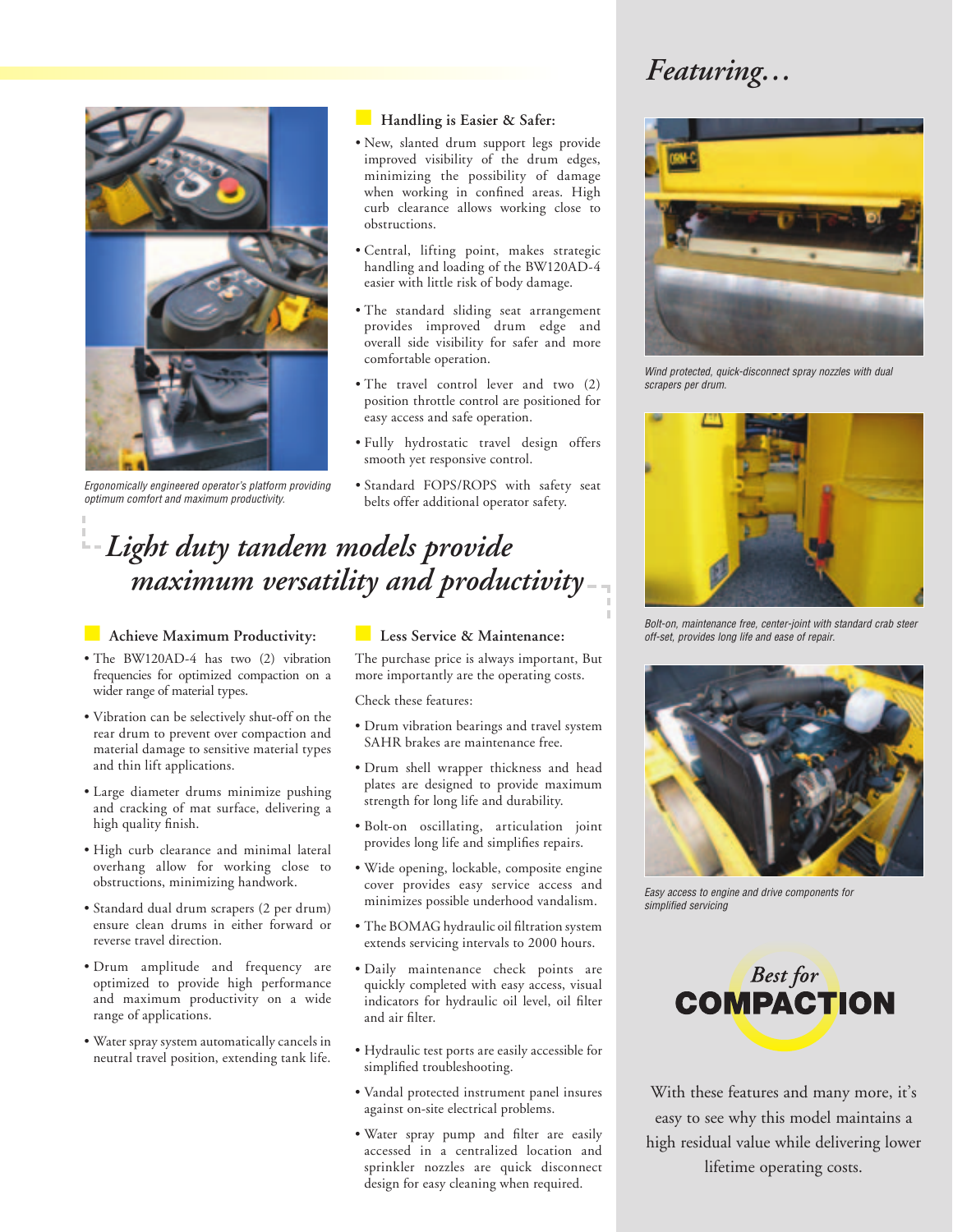Ergonomically engineered operator's platform providing optimum comfort and maximum productivity.

### Handling is Easier & Safer:

- New, slanted drum support legs provide improved visibility of the drum edges, minimizing the possibility of damage when working in confined areas. High curb clearance allows working close to obstructions.
- Central, lifting point, makes strategic handling and loading of the BW120AD-4 easier with little risk of body damage.
- The standard sliding seat arrangement provides improved drum edge and overall side visibility for safer and more comfortable operation.
- The travel control lever and two (2) position throttle control are positioned for easy access and safe operation.
- Fully hydrostatic travel design offers smooth yet responsive control.
- Standard FOPS/ROPS with safety seat belts offer additional operator safety.

## *Light duty tandem models provide maximum versatility and productivity*

### Achieve Maximum Productivity:

- The BW120AD-4 has two (2) vibration frequencies for optimized compaction on a wider range of material types.
- Vibration can be selectively shut-off on the rear drum to prevent over compaction and material damage to sensitive material types and thin lift applications.
- Large diameter drums minimize pushing and cracking of mat surface, delivering a high quality finish.
- High curb clearance and minimal lateral overhang allow for working close to obstructions, minimizing handwork.
- Standard dual drum scrapers (2 per drum) ensure clean drums in either forward or reverse travel direction.
- Drum amplitude and frequency are optimized to provide high performance and maximum productivity on a wide range of applications.
- Water spray system automatically cancels in neutral travel position, extending tank life.

### Less Service & Maintenance:

The purchase price is always important, But more importantly are the operating costs.

Check these features:

- Drum vibration bearings and travel system SAHR brakes are maintenance free.
- Drum shell wrapper thickness and head plates are designed to provide maximum strength for long life and durability.
- Bolt-on oscillating, articulation joint provides long life and simplifies repairs.
- Wide opening, lockable, composite engine cover provides easy service access and minimizes possible underhood vandalism.
- The BOMAG hydraulic oil filtration system extends servicing intervals to 2000 hours.
- Daily maintenance check points are quickly completed with easy access, visual indicators for hydraulic oil level, oil filter and air filter.
- Hydraulic test ports are easily accessible for simplified troubleshooting.
- Vandal protected instrument panel insures against on-site electrical problems.
- Water spray pump and filter are easily accessed in a centralized location and sprinkler nozzles are quick disconnect design for easy cleaning when required.

## *Featuring…*

*Wind protected, quick-disconnect spray nozzles with dual scrapers per drum.*

*Bolt-on, maintenance free, center-joint with standard crab steer off-set, provides long life and ease of repair.*

*Easy access to engine and drive components for simplified servicing*

*Best for* **COMPACTION**

With these features and many more, it's easy to see why this model maintains a high residual value while delivering lower lifetime operating costs.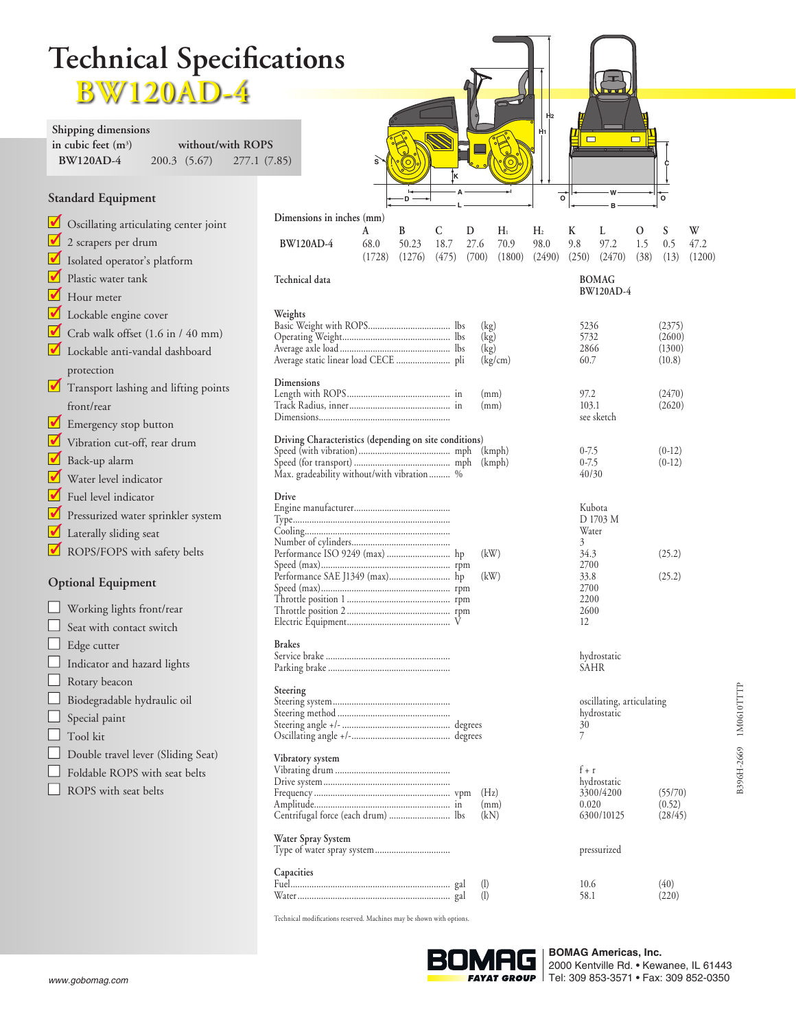# Technical Specifications

## BW120AD-4

| Shipping dimensions in cubic feet ($m^3$) | without/with ROPS | |
|---|---|---|
| BW120AD-4 | 200.3 (5.67) | 277.1 (7.85) |

### Standard Equipment

- ☑ Oscillating articulating center joint
- ☑ 2 scrapers per drum
- ☑ Isolated operator's platform
- ☑ Plastic water tank
- ☑ Hour meter
- ☑ Lockable engine cover
- ☑ Crab walk offset (1.6 in / 40 mm)
- ☑ Lockable anti-vandal dashboard protection
- ☑ Transport lashing and lifting points front/rear
- ☑ Emergency stop button
- ☑ Vibration cut-off, rear drum
- ☑ Back-up alarm
- ☑ Water level indicator
- ☑ Fuel level indicator
- ☑ Pressurized water sprinkler system
- ☑ Laterally sliding seat
- ☑ ROPS/FOPS with safety belts

### Optional Equipment

- ☐ Working lights front/rear
- ☐ Seat with contact switch
- ☐ Edge cutter
- ☐ Indicator and hazard lights
- ☐ Rotary beacon
- ☐ Biodegradable hydraulic oil
- ☐ Special paint
- ☐ Tool kit
- ☐ Double travel lever (Sliding Seat)
- ☐ Foldable ROPS with seat belts
- ☐ ROPS with seat belts

Dimensions in inches (mm)

| | A | B | C | D | $H_1$ | $H_2$ | K | L | O | S | W |
|---|---|---|---|---|---|---|---|---|---|---|---|
| BW120AD-4 | 68.0 | 50.23 | 18.7 | 27.6 | 70.9 | 98.0 | 9.8 | 97.2 | 1.5 | 0.5 | 47.2 |
| | (1728) | (1276) | (475) | (700) | (1800) | (2490) | (250) | (2470) | (38) | (13) | (1200) |

| Technical data | | | BOMAG BW120AD-4 | |
|---|---|---|---|---|
| **Weights** | | | | |
| Basic Weight with ROPS | lbs | (kg) | 5236 | (2375) |
| Operating Weight | lbs | (kg) | 5732 | (2600) |
| Average axle load | lbs | (kg) | 2866 | (1300) |
| Average static linear load CECE | pli | (kg/cm) | 60.7 | (10.8) |
| **Dimensions** | | | | |
| Length with ROPS | in | (mm) | 97.2 | (2470) |
| Track Radius, inner | in | (mm) | 103.1 | (2620) |
| Dimensions | | | see sketch | |
| **Driving Characteristics (depending on site conditions)** | | | | |
| Speed (with vibration) | mph | (kmph) | 0-7.5 | (0-12) |
| Speed (for transport) | mph | (kmph) | 0-7.5 | (0-12) |
| Max. gradeability without/with vibration | % | | 40/30 | |
| **Drive** | | | | |
| Engine manufacturer | | | Kubota | |
| Type | | | D 1703 M | |
| Cooling | | | Water | |
| Number of cylinders | | | 3 | |
| Performance ISO 9249 (max) | hp | (kW) | 34.3 | (25.2) |
| Speed (max) | rpm | | 2700 | |
| Performance SAE J1349 (max) | hp | (kW) | 33.8 | (25.2) |
| Speed (max) | rpm | | 2700 | |
| Throttle position 1 | rpm | | 2200 | |
| Throttle position 2 | rpm | | 2600 | |
| Electric Equipment | V | | 12 | |
| **Brakes** | | | | |
| Service brake | | | hydrostatic | |
| Parking brake | | | SAHR | |
| **Steering** | | | | |
| Steering system | | | oscillating, articulating | |
| Steering method | | | hydrostatic | |
| Steering angle +/- | degrees | | 30 | |
| Oscillating angle +/- | degrees | | 7 | |
| **Vibratory system** | | | | |
| Vibrating drum | | | f + r | |
| Drive system | | | hydrostatic | |
| Frequency | vpm | (Hz) | 3300/4200 | (55/70) |
| Amplitude | in | (mm) | 0.020 | (0.52) |
| Centrifugal force (each drum) | lbs | (kN) | 6300/10125 | (28/45) |
| **Water Spray System** | | | | |
| Type of water spray system | | | pressurized | |
| **Capacities** | | | | |
| Fuel | gal | (l) | 10.6 | (40) |
| Water | gal | (l) | 58.1 | (220) |

Technical modifications reserved. Machines may be shown with options.

B396H-2669 1M0610TTTP

**BOMAG Americas, Inc.**
2000 Kentville Rd. • Kewanee, IL 61443
Tel: 309 853-3571 • Fax: 309 852-0350

www.gobomag.com